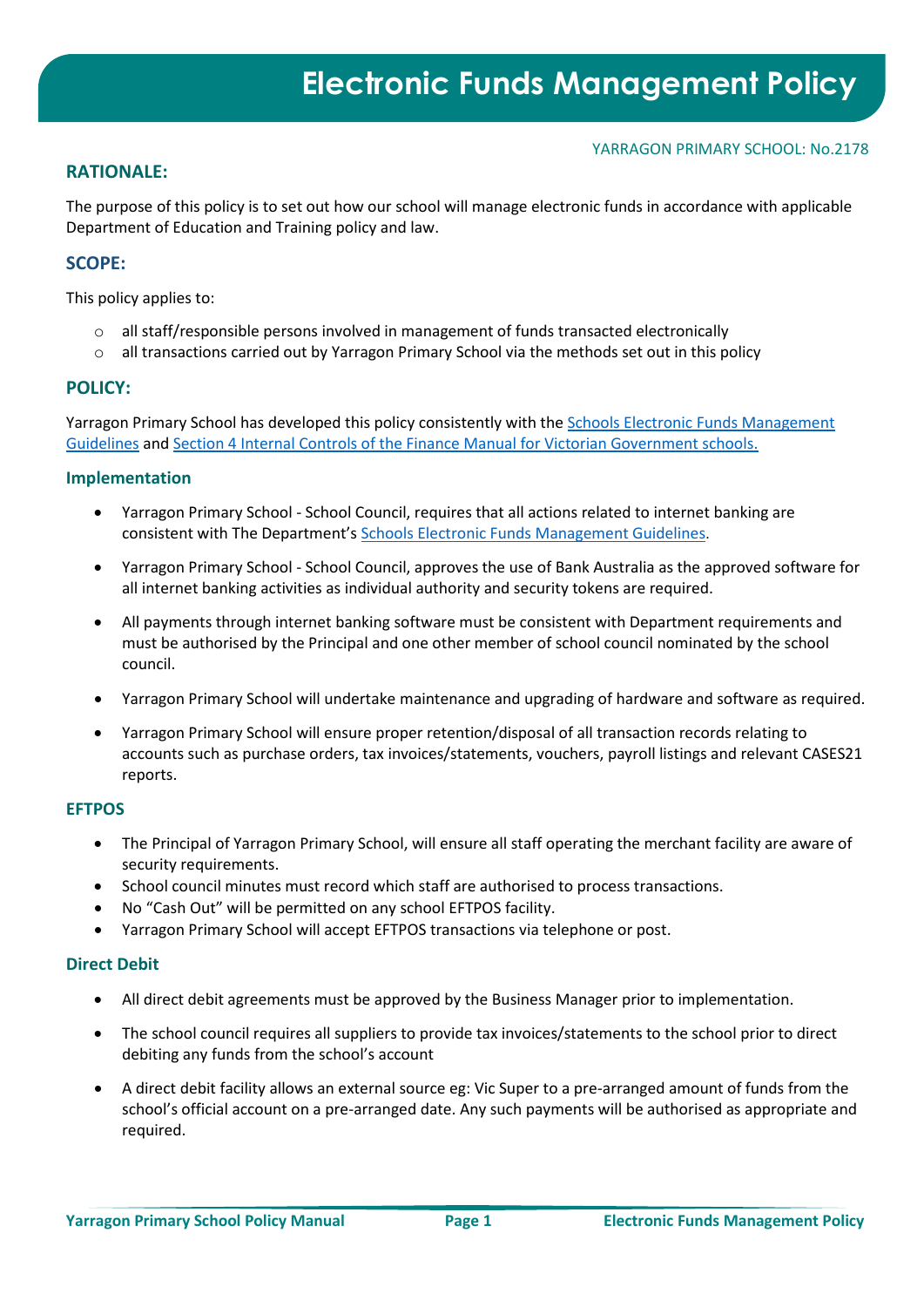# Electronic Funds Management Policy

YARRAGON PRIMARY SCHOOL: No.2178

## RATIONALE:

The purpose of this policy is to set out how our school will manage electronic funds in accordance with applicable Department of Education and Training policy and law.

## SCOPE:

This policy applies to:

- all staff/responsible persons involved in management of funds transacted electronically
- all transactions carried out by Yarragon Primary School via the methods set out in this policy

## POLICY:

Yarragon Primary School has developed this policy consistently with the Schools Electronic Funds Management Guidelines and Section 4 Internal Controls of the Finance Manual for Victorian Government schools.

### Implementation

- Yarragon Primary School - School Council, requires that all actions related to internet banking are consistent with The Department's Schools Electronic Funds Management Guidelines.
- Yarragon Primary School - School Council, approves the use of Bank Australia as the approved software for all internet banking activities as individual authority and security tokens are required.
- All payments through internet banking software must be consistent with Department requirements and must be authorised by the Principal and one other member of school council nominated by the school council.
- Yarragon Primary School will undertake maintenance and upgrading of hardware and software as required.
- Yarragon Primary School will ensure proper retention/disposal of all transaction records relating to accounts such as purchase orders, tax invoices/statements, vouchers, payroll listings and relevant CASES21 reports.

### EFTPOS

- The Principal of Yarragon Primary School, will ensure all staff operating the merchant facility are aware of security requirements.
- School council minutes must record which staff are authorised to process transactions.
- No "Cash Out" will be permitted on any school EFTPOS facility.
- Yarragon Primary School will accept EFTPOS transactions via telephone or post.

### Direct Debit

- All direct debit agreements must be approved by the Business Manager prior to implementation.
- The school council requires all suppliers to provide tax invoices/statements to the school prior to direct debiting any funds from the school's account
- A direct debit facility allows an external source eg: Vic Super to a pre-arranged amount of funds from the school's official account on a pre-arranged date. Any such payments will be authorised as appropriate and required.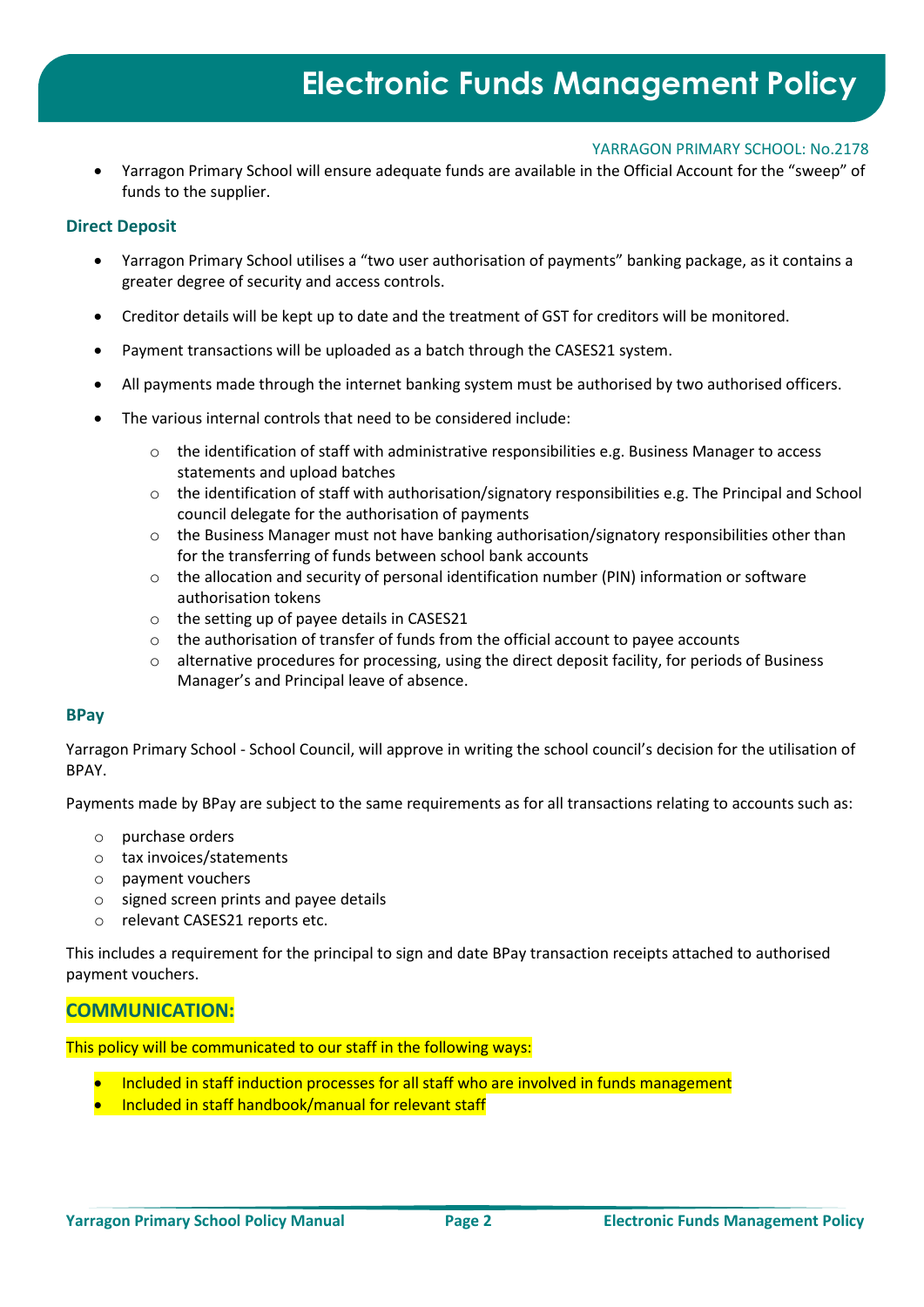- Yarragon Primary School will ensure adequate funds are available in the Official Account for the "sweep" of funds to the supplier.

### Direct Deposit

- Yarragon Primary School utilises a "two user authorisation of payments" banking package, as it contains a greater degree of security and access controls.
- Creditor details will be kept up to date and the treatment of GST for creditors will be monitored.
- Payment transactions will be uploaded as a batch through the CASES21 system.
- All payments made through the internet banking system must be authorised by two authorised officers.
- The various internal controls that need to be considered include:
  - the identification of staff with administrative responsibilities e.g. Business Manager to access statements and upload batches
  - the identification of staff with authorisation/signatory responsibilities e.g. The Principal and School council delegate for the authorisation of payments
  - the Business Manager must not have banking authorisation/signatory responsibilities other than for the transferring of funds between school bank accounts
  - the allocation and security of personal identification number (PIN) information or software authorisation tokens
  - the setting up of payee details in CASES21
  - the authorisation of transfer of funds from the official account to payee accounts
  - alternative procedures for processing, using the direct deposit facility, for periods of Business Manager's and Principal leave of absence.

### BPay

Yarragon Primary School - School Council, will approve in writing the school council's decision for the utilisation of BPAY.

Payments made by BPay are subject to the same requirements as for all transactions relating to accounts such as:

- purchase orders
- tax invoices/statements
- payment vouchers
- signed screen prints and payee details
- relevant CASES21 reports etc.

This includes a requirement for the principal to sign and date BPay transaction receipts attached to authorised payment vouchers.

## COMMUNICATION:

This policy will be communicated to our staff in the following ways:

- Included in staff induction processes for all staff who are involved in funds management
- Included in staff handbook/manual for relevant staff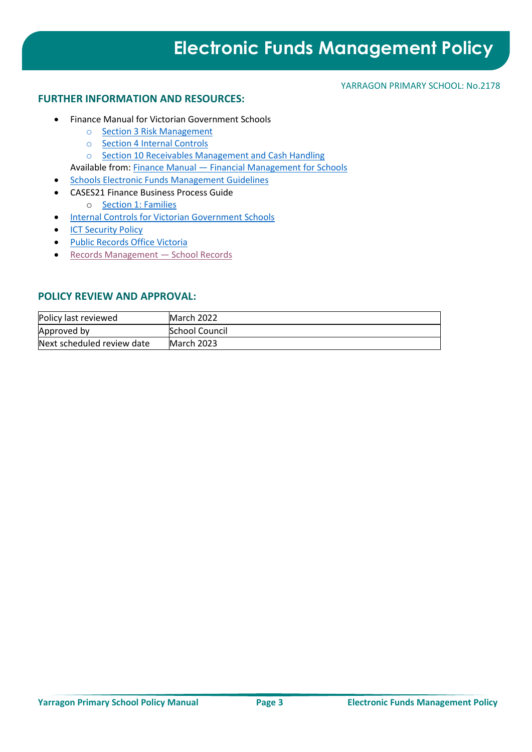# Electronic Funds Management Policy

YARRAGON PRIMARY SCHOOL: No.2178

## FURTHER INFORMATION AND RESOURCES:

- Finance Manual for Victorian Government Schools
  - Section 3 Risk Management
  - Section 4 Internal Controls
  - Section 10 Receivables Management and Cash Handling

  Available from: Finance Manual — Financial Management for Schools
- Schools Electronic Funds Management Guidelines
- CASES21 Finance Business Process Guide
  - Section 1: Families
- Internal Controls for Victorian Government Schools
- ICT Security Policy
- Public Records Office Victoria
- Records Management — School Records

## POLICY REVIEW AND APPROVAL:

| | |
|---|---|
| Policy last reviewed | March 2022 |
| Approved by | School Council |
| Next scheduled review date | March 2023 |